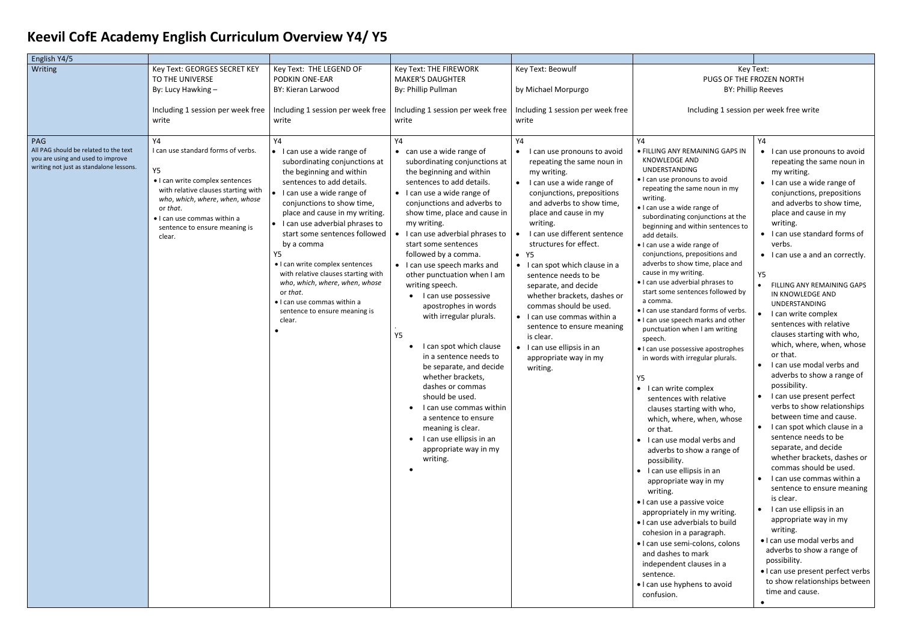# Keevil CofE Academy English Curriculum Overview Y4/ Y5

| English Y4/5 | | | | | | |
|---|---|---|---|---|---|---|
| Writing | Key Text: GEORGES SECRET KEY TO THE UNIVERSE<br>By: Lucy Hawking –<br><br>Including 1 session per week free write | Key Text: THE LEGEND OF PODKIN ONE-EAR<br>BY: Kieran Larwood<br><br>Including 1 session per week free write | Key Text: THE FIREWORK MAKER'S DAUGHTER<br>By: Phillip Pullman<br><br>Including 1 session per week free write | Key Text: Beowulf<br><br>by Michael Morpurgo<br><br>Including 1 session per week free write | Key Text:<br>PUGS OF THE FROZEN NORTH<br>BY: Phillip Reeves<br><br>Including 1 session per week free write | |
| PAG<br>All PAG should be related to the text you are using and used to improve writing not just as standalone lessons. | Y4<br>I can use standard forms of verbs.<br><br>Y5<br>• I can write complex sentences with relative clauses starting with *who*, *which*, *where*, *when*, *whose* or *that*.<br>• I can use commas within a sentence to ensure meaning is clear. | Y4<br>• I can use a wide range of subordinating conjunctions at the beginning and within sentences to add details.<br>• I can use a wide range of conjunctions to show time, place and cause in my writing.<br>• I can use adverbial phrases to start some sentences followed by a comma<br>Y5<br>• I can write complex sentences with relative clauses starting with *who*, *which*, *where*, *when*, *whose* or *that*.<br>• I can use commas within a sentence to ensure meaning is clear.<br>• | Y4<br>• can use a wide range of subordinating conjunctions at the beginning and within sentences to add details.<br>• I can use a wide range of conjunctions and adverbs to show time, place and cause in my writing.<br>• I can use adverbial phrases to start some sentences followed by a comma.<br>• I can use speech marks and other punctuation when I am writing speech.<br>• I can use possessive apostrophes in words with irregular plurals.<br>.<br>Y5<br>• I can spot which clause in a sentence needs to be separate, and decide whether brackets, dashes or commas should be used.<br>• I can use commas within a sentence to ensure meaning is clear.<br>• I can use ellipsis in an appropriate way in my writing.<br>• | Y4<br>• I can use pronouns to avoid repeating the same noun in my writing.<br>• I can use a wide range of conjunctions, prepositions and adverbs to show time, place and cause in my writing.<br>• I can use different sentence structures for effect.<br>• Y5<br>• I can spot which clause in a sentence needs to be separate, and decide whether brackets, dashes or commas should be used.<br>• I can use commas within a sentence to ensure meaning is clear.<br>• I can use ellipsis in an appropriate way in my writing. | Y4<br>• FILLING ANY REMAINING GAPS IN KNOWLEDGE AND UNDERSTANDING<br>• I can use pronouns to avoid repeating the same noun in my writing.<br>• I can use a wide range of subordinating conjunctions at the beginning and within sentences to add details.<br>• I can use a wide range of conjunctions, prepositions and adverbs to show time, place and cause in my writing.<br>• I can use adverbial phrases to start some sentences followed by a comma.<br>• I can use standard forms of verbs.<br>• I can use speech marks and other punctuation when I am writing speech.<br>• I can use possessive apostrophes in words with irregular plurals.<br><br>Y5<br>• I can write complex sentences with relative clauses starting with who, which, where, when, whose or that.<br>• I can use modal verbs and adverbs to show a range of possibility.<br>• I can use ellipsis in an appropriate way in my writing.<br>• I can use a passive voice appropriately in my writing.<br>• I can use adverbials to build cohesion in a paragraph.<br>• I can use semi-colons, colons and dashes to mark independent clauses in a sentence.<br>• I can use hyphens to avoid confusion. | Y4<br>• I can use pronouns to avoid repeating the same noun in my writing.<br>• I can use a wide range of conjunctions, prepositions and adverbs to show time, place and cause in my writing.<br>• I can use standard forms of verbs.<br>• I can use a and an correctly.<br><br>Y5<br>• FILLING ANY REMAINING GAPS IN KNOWLEDGE AND UNDERSTANDING<br>• I can write complex sentences with relative clauses starting with who, which, where, when, whose or that.<br>• I can use modal verbs and adverbs to show a range of possibility.<br>• I can use present perfect verbs to show relationships between time and cause.<br>• I can spot which clause in a sentence needs to be separate, and decide whether brackets, dashes or commas should be used.<br>• I can use commas within a sentence to ensure meaning is clear.<br>• I can use ellipsis in an appropriate way in my writing.<br>• I can use modal verbs and adverbs to show a range of possibility.<br>• I can use present perfect verbs to show relationships between time and cause.<br>• |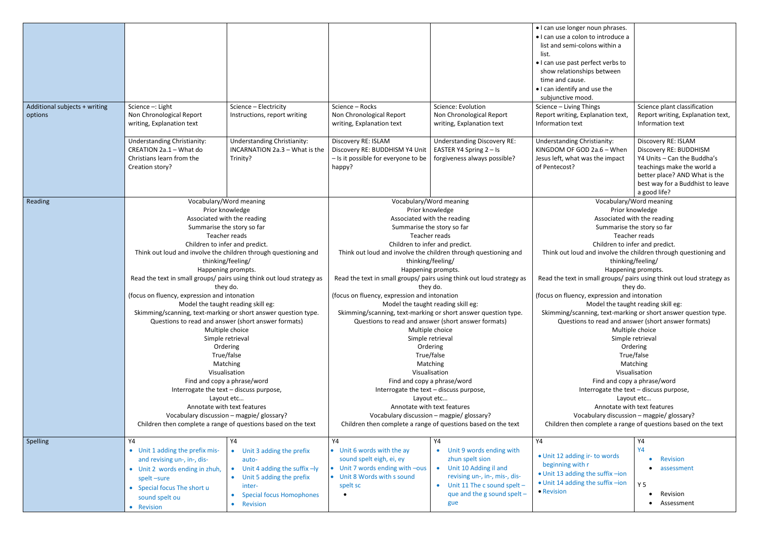| | | | | | | |
|---|---|---|---|---|---|---|
| | | | | | • I can use longer noun phrases.<br>• I can use a colon to introduce a list and semi-colons within a list.<br>• I can use past perfect verbs to show relationships between time and cause.<br>• I can identify and use the subjunctive mood. | |
| Additional subjects + writing options | Science –: Light<br>Non Chronological Report writing, Explanation text<br><br>Understanding Christianity: CREATION 2a.1 – What do Christians learn from the Creation story? | Science – Electricity<br>Instructions, report writing<br><br>Understanding Christianity: INCARNATION 2a.3 – What is the Trinity? | Science – Rocks<br>Non Chronological Report writing, Explanation text<br><br>Discovery RE: ISLAM<br>Discovery RE: BUDDHISM Y4 Unit – Is it possible for everyone to be happy? | Science: Evolution<br>Non Chronological Report writing, Explanation text<br><br>Understanding Discovery RE: EASTER Y4 Spring 2 – Is forgiveness always possible? | Science – Living Things<br>Report writing, Explanation text, Information text<br><br>Understanding Christianity: KINGDOM OF GOD 2a.6 – When Jesus left, what was the impact of Pentecost? | Science plant classification<br>Report writing, Explanation text, Information text<br><br>Discovery RE: ISLAM<br>Discovery RE: BUDDHISM<br>Y4 Units – Can the Buddha's teachings make the world a better place? AND What is the best way for a Buddhist to leave a good life? |
| Reading | Vocabulary/Word meaning<br>Prior knowledge<br>Associated with the reading<br>Summarise the story so far<br>Teacher reads<br>Children to infer and predict.<br>Think out loud and involve the children through questioning and thinking/feeling/<br>Happening prompts.<br>Read the text in small groups/ pairs using think out loud strategy as they do.<br>(focus on fluency, expression and intonation<br>Model the taught reading skill eg:<br>Skimming/scanning, text-marking or short answer question type.<br>Questions to read and answer (short answer formats)<br>Multiple choice<br>Simple retrieval<br>Ordering<br>True/false<br>Matching<br>Visualisation<br>Find and copy a phrase/word<br>Interrogate the text – discuss purpose,<br>Layout etc…<br>Annotate with text features<br>Vocabulary discussion – magpie/ glossary?<br>Children then complete a range of questions based on the text | | Vocabulary/Word meaning<br>Prior knowledge<br>Associated with the reading<br>Summarise the story so far<br>Teacher reads<br>Children to infer and predict.<br>Think out loud and involve the children through questioning and thinking/feeling/<br>Happening prompts.<br>Read the text in small groups/ pairs using think out loud strategy as they do.<br>(focus on fluency, expression and intonation<br>Model the taught reading skill eg:<br>Skimming/scanning, text-marking or short answer question type.<br>Questions to read and answer (short answer formats)<br>Multiple choice<br>Simple retrieval<br>Ordering<br>True/false<br>Matching<br>Visualisation<br>Find and copy a phrase/word<br>Interrogate the text – discuss purpose,<br>Layout etc…<br>Annotate with text features<br>Vocabulary discussion – magpie/ glossary?<br>Children then complete a range of questions based on the text | | Vocabulary/Word meaning<br>Prior knowledge<br>Associated with the reading<br>Summarise the story so far<br>Teacher reads<br>Children to infer and predict.<br>Think out loud and involve the children through questioning and thinking/feeling/<br>Happening prompts.<br>Read the text in small groups/ pairs using think out loud strategy as they do.<br>(focus on fluency, expression and intonation<br>Model the taught reading skill eg:<br>Skimming/scanning, text-marking or short answer question type.<br>Questions to read and answer (short answer formats)<br>Multiple choice<br>Simple retrieval<br>Ordering<br>True/false<br>Matching<br>Visualisation<br>Find and copy a phrase/word<br>Interrogate the text – discuss purpose,<br>Layout etc…<br>Annotate with text features<br>Vocabulary discussion – magpie/ glossary?<br>Children then complete a range of questions based on the text | |
| Spelling | Y4<br>• Unit 1 adding the prefix mis- and revising un-, in-, dis-<br>• Unit 2 words ending in zhuh, spelt –sure<br>• Special focus The short u sound spelt ou<br>• Revision | Y4<br>• Unit 3 adding the prefix auto-<br>• Unit 4 adding the suffix –ly<br>• Unit 5 adding the prefix inter-<br>• Special focus Homophones<br>• Revision | Y4<br>• Unit 6 words with the ay sound spelt eigh, ei, ey<br>• Unit 7 words ending with –ous<br>• Unit 8 Words with s sound spelt sc<br>• | Y4<br>• Unit 9 words ending with zhun spelt sion<br>• Unit 10 Adding il and revising un-, in-, mis-, dis-<br>• Unit 11 The c sound spelt – que and the g sound spelt – gue | Y4<br>• Unit 12 adding ir- to words beginning with r<br>• Unit 13 adding the suffix –ion<br>• Unit 14 adding the suffix –ion<br>• Revision | Y4<br>Y4<br>• Revision<br>• assessment<br><br>Y 5<br>• Revision<br>• Assessment |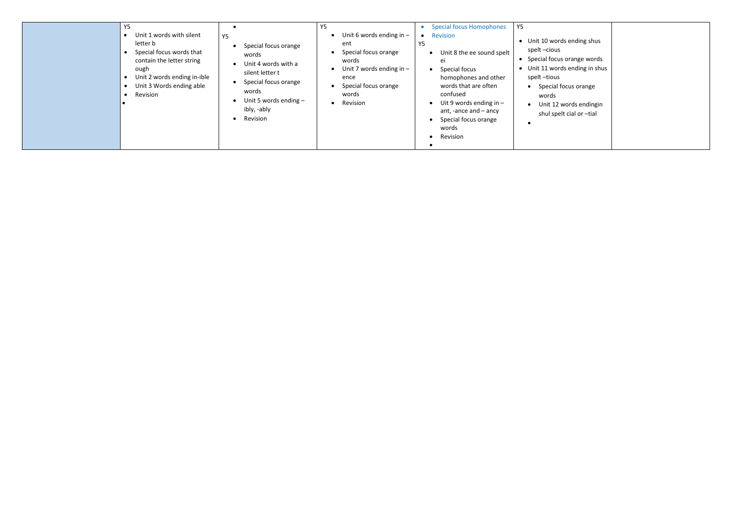| | | | | | | |
|---|---|---|---|---|---|---|
| | Y5<br>• Unit 1 words with silent letter b<br>• Special focus words that contain the letter string ough<br>• Unit 2 words ending in-ible<br>• Unit 3 Words ending able<br>• Revision<br>• | •<br>Y5<br>• Special focus orange words<br>• Unit 4 words with a silent letter t<br>• Special focus orange words<br>• Unit 5 words ending – ibly, -ably<br>• Revision | Y5<br>• Unit 6 words ending in – ent<br>• Special focus orange words<br>• Unit 7 words ending in – ence<br>• Special focus orange words<br>• Revision | • Special focus Homophones<br>• Revision<br>Y5<br>• Unit 8 the ee sound spelt ei<br>• Special focus homophones and other words that are often confused<br>• Uit 9 words ending in – ant, -ance and – ancy<br>• Special focus orange words<br>• Revision<br>• | Y5<br>• Unit 10 words ending shus spelt –cious<br>• Special focus orange words<br>• Unit 11 words ending in shus spelt –tious<br>• Special focus orange words<br>• Unit 12 words endingin shul spelt cial or –tial<br>• | |